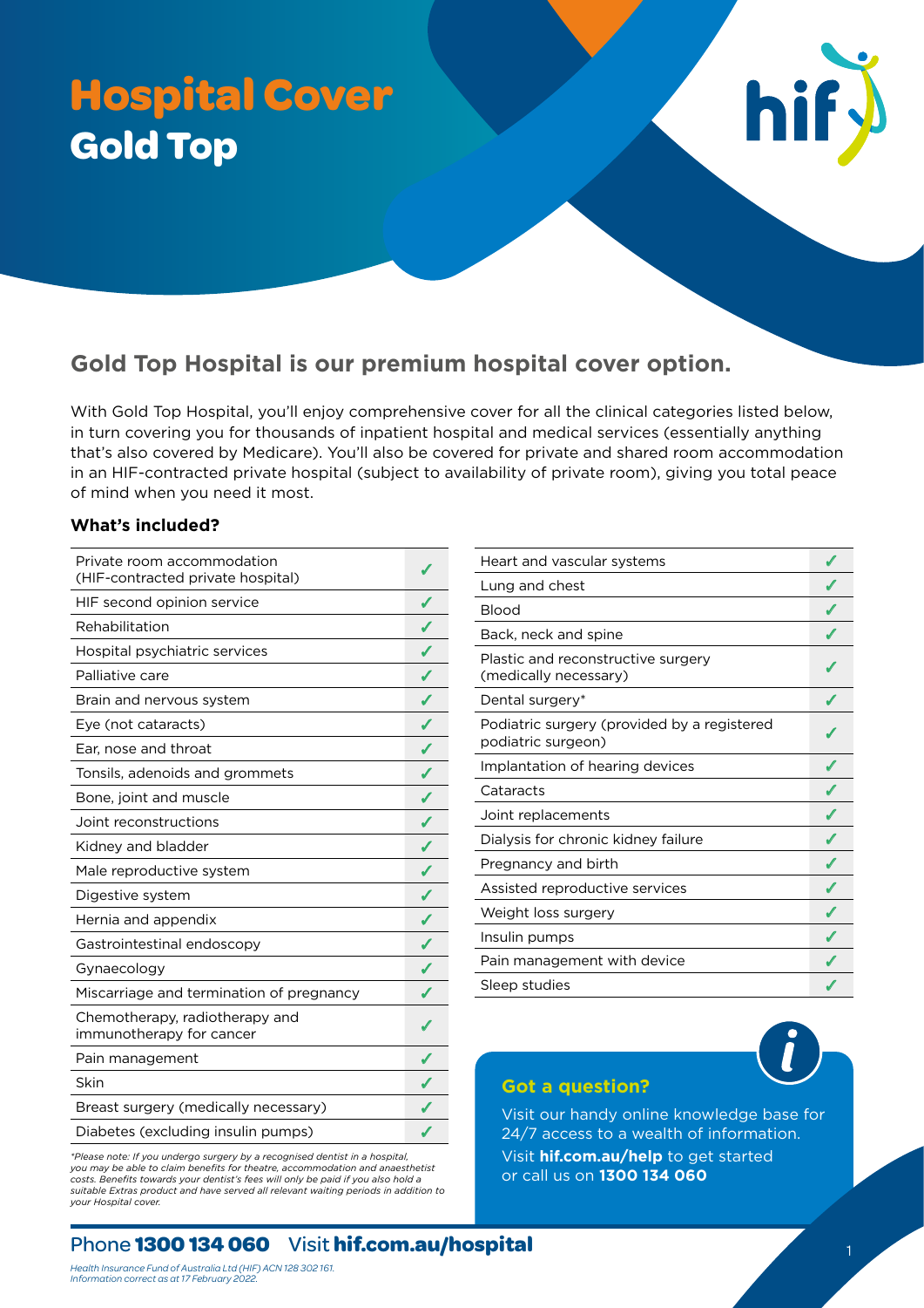# Hospital Cover
## Gold Top

## Gold Top Hospital is our premium hospital cover option.

With Gold Top Hospital, you'll enjoy comprehensive cover for all the clinical categories listed below, in turn covering you for thousands of inpatient hospital and medical services (essentially anything that's also covered by Medicare). You'll also be covered for private and shared room accommodation in an HIF-contracted private hospital (subject to availability of private room), giving you total peace of mind when you need it most.

### What's included?

| Service | Included |
|---|---|
| Private room accommodation (HIF-contracted private hospital) | ✓ |
| HIF second opinion service | ✓ |
| Rehabilitation | ✓ |
| Hospital psychiatric services | ✓ |
| Palliative care | ✓ |
| Brain and nervous system | ✓ |
| Eye (not cataracts) | ✓ |
| Ear, nose and throat | ✓ |
| Tonsils, adenoids and grommets | ✓ |
| Bone, joint and muscle | ✓ |
| Joint reconstructions | ✓ |
| Kidney and bladder | ✓ |
| Male reproductive system | ✓ |
| Digestive system | ✓ |
| Hernia and appendix | ✓ |
| Gastrointestinal endoscopy | ✓ |
| Gynaecology | ✓ |
| Miscarriage and termination of pregnancy | ✓ |
| Chemotherapy, radiotherapy and immunotherapy for cancer | ✓ |
| Pain management | ✓ |
| Skin | ✓ |
| Breast surgery (medically necessary) | ✓ |
| Diabetes (excluding insulin pumps) | ✓ |
| Heart and vascular systems | ✓ |
| Lung and chest | ✓ |
| Blood | ✓ |
| Back, neck and spine | ✓ |
| Plastic and reconstructive surgery (medically necessary) | ✓ |
| Dental surgery* | ✓ |
| Podiatric surgery (provided by a registered podiatric surgeon) | ✓ |
| Implantation of hearing devices | ✓ |
| Cataracts | ✓ |
| Joint replacements | ✓ |
| Dialysis for chronic kidney failure | ✓ |
| Pregnancy and birth | ✓ |
| Assisted reproductive services | ✓ |
| Weight loss surgery | ✓ |
| Insulin pumps | ✓ |
| Pain management with device | ✓ |
| Sleep studies | ✓ |

*\*Please note: If you undergo surgery by a recognised dentist in a hospital, you may be able to claim benefits for theatre, accommodation and anaesthetist costs. Benefits towards your dentist's fees will only be paid if you also hold a suitable Extras product and have served all relevant waiting periods in addition to your Hospital cover.*

### Got a question?

Visit our handy online knowledge base for 24/7 access to a wealth of information.
Visit **hif.com.au/help** to get started or call us on **1300 134 060**

Phone **1300 134 060** Visit **hif.com.au/hospital**

*Health Insurance Fund of Australia Ltd (HIF) ACN 128 302 161. Information correct as at 17 February 2022.*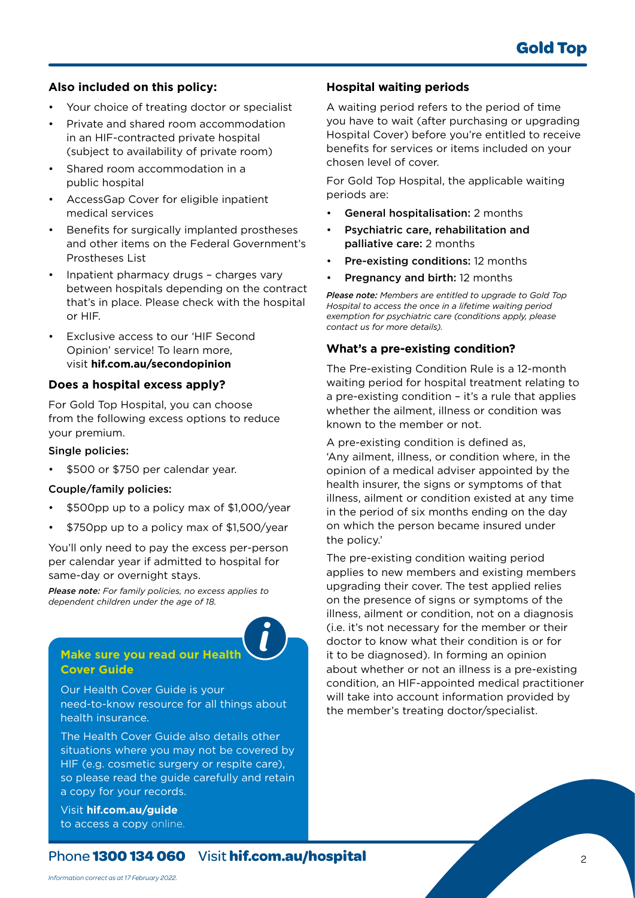## Also included on this policy:

- Your choice of treating doctor or specialist
- Private and shared room accommodation in an HIF-contracted private hospital (subject to availability of private room)
- Shared room accommodation in a public hospital
- AccessGap Cover for eligible inpatient medical services
- Benefits for surgically implanted prostheses and other items on the Federal Government's Prostheses List
- Inpatient pharmacy drugs – charges vary between hospitals depending on the contract that's in place. Please check with the hospital or HIF.
- Exclusive access to our 'HIF Second Opinion' service! To learn more, visit **hif.com.au/secondopinion**

## Does a hospital excess apply?

For Gold Top Hospital, you can choose from the following excess options to reduce your premium.

**Single policies:**

- $500 or $750 per calendar year.

**Couple/family policies:**

- $500pp up to a policy max of $1,000/year
- $750pp up to a policy max of $1,500/year

You'll only need to pay the excess per-person per calendar year if admitted to hospital for same-day or overnight stays.

***Please note:*** *For family policies, no excess applies to dependent children under the age of 18.*

### Make sure you read our Health Cover Guide

Our Health Cover Guide is your need-to-know resource for all things about health insurance.

The Health Cover Guide also details other situations where you may not be covered by HIF (e.g. cosmetic surgery or respite care), so please read the guide carefully and retain a copy for your records.

Visit **hif.com.au/guide** to access a copy online.

## Hospital waiting periods

A waiting period refers to the period of time you have to wait (after purchasing or upgrading Hospital Cover) before you're entitled to receive benefits for services or items included on your chosen level of cover.

For Gold Top Hospital, the applicable waiting periods are:

- **General hospitalisation:** 2 months
- **Psychiatric care, rehabilitation and palliative care:** 2 months
- **Pre-existing conditions:** 12 months
- **Pregnancy and birth:** 12 months

***Please note:*** *Members are entitled to upgrade to Gold Top Hospital to access the once in a lifetime waiting period exemption for psychiatric care (conditions apply, please contact us for more details).*

## What's a pre-existing condition?

The Pre-existing Condition Rule is a 12-month waiting period for hospital treatment relating to a pre-existing condition – it's a rule that applies whether the ailment, illness or condition was known to the member or not.

A pre-existing condition is defined as, 'Any ailment, illness, or condition where, in the opinion of a medical adviser appointed by the health insurer, the signs or symptoms of that illness, ailment or condition existed at any time in the period of six months ending on the day on which the person became insured under the policy.'

The pre-existing condition waiting period applies to new members and existing members upgrading their cover. The test applied relies on the presence of signs or symptoms of the illness, ailment or condition, not on a diagnosis (i.e. it's not necessary for the member or their doctor to know what their condition is or for it to be diagnosed). In forming an opinion about whether or not an illness is a pre-existing condition, an HIF-appointed medical practitioner will take into account information provided by the member's treating doctor/specialist.

Phone **1300 134 060** Visit **hif.com.au/hospital**

*Information correct as at 17 February 2022.*